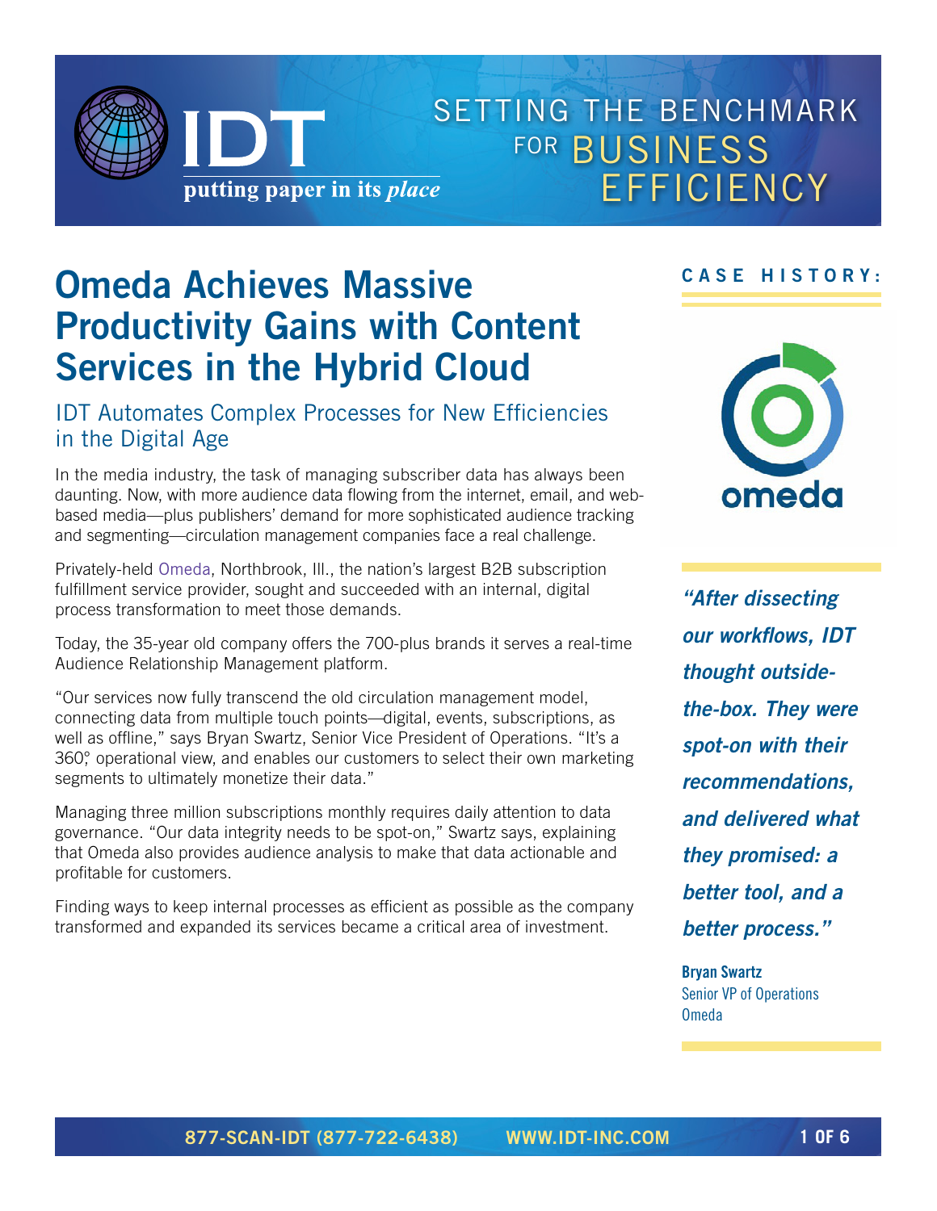SETTING THE BENCHMARK FOR BUSINESS EFFICIENCY

IDT putting paper in its *place*

# Omeda Achieves Massive Productivity Gains with Content Services in the Hybrid Cloud

## IDT Automates Complex Processes for New Efficiencies in the Digital Age

In the media industry, the task of managing subscriber data has always been daunting. Now, with more audience data flowing from the internet, email, and web-based media—plus publishers' demand for more sophisticated audience tracking and segmenting—circulation management companies face a real challenge.

Privately-held Omeda, Northbrook, Ill., the nation's largest B2B subscription fulfillment service provider, sought and succeeded with an internal, digital process transformation to meet those demands.

Today, the 35-year old company offers the 700-plus brands it serves a real-time Audience Relationship Management platform.

"Our services now fully transcend the old circulation management model, connecting data from multiple touch points—digital, events, subscriptions, as well as offline," says Bryan Swartz, Senior Vice President of Operations. "It's a 360° operational view, and enables our customers to select their own marketing segments to ultimately monetize their data."

Managing three million subscriptions monthly requires daily attention to data governance. "Our data integrity needs to be spot-on," Swartz says, explaining that Omeda also provides audience analysis to make that data actionable and profitable for customers.

Finding ways to keep internal processes as efficient as possible as the company transformed and expanded its services became a critical area of investment.

**CASE HISTORY:**

omeda

***"After dissecting our workflows, IDT thought outside-the-box. They were spot-on with their recommendations, and delivered what they promised: a better tool, and a better process."***

**Bryan Swartz**
Senior VP of Operations
Omeda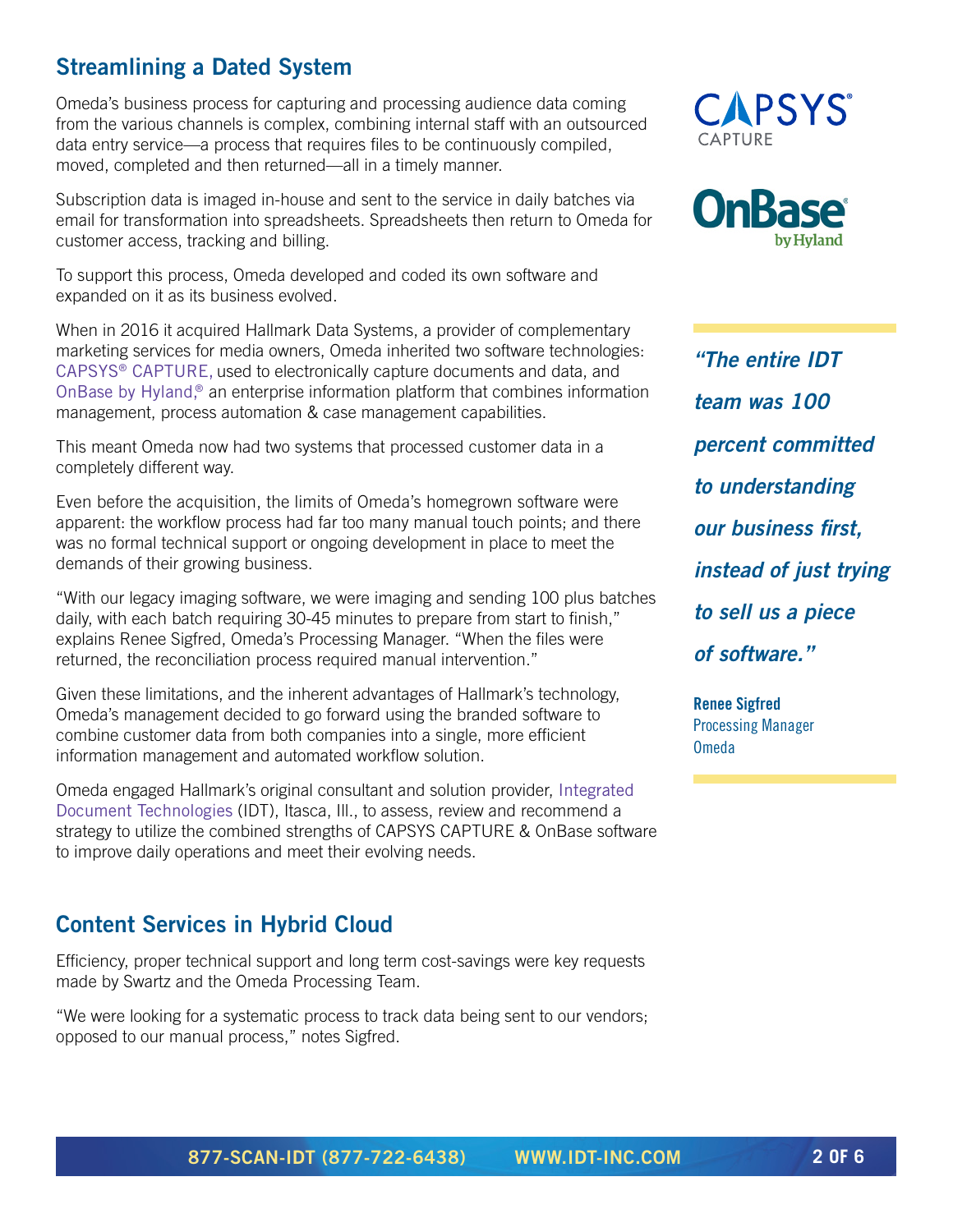## Streamlining a Dated System

Omeda's business process for capturing and processing audience data coming from the various channels is complex, combining internal staff with an outsourced data entry service—a process that requires files to be continuously compiled, moved, completed and then returned—all in a timely manner.

Subscription data is imaged in-house and sent to the service in daily batches via email for transformation into spreadsheets. Spreadsheets then return to Omeda for customer access, tracking and billing.

To support this process, Omeda developed and coded its own software and expanded on it as its business evolved.

When in 2016 it acquired Hallmark Data Systems, a provider of complementary marketing services for media owners, Omeda inherited two software technologies: CAPSYS® CAPTURE, used to electronically capture documents and data, and OnBase by Hyland,® an enterprise information platform that combines information management, process automation & case management capabilities.

This meant Omeda now had two systems that processed customer data in a completely different way.

Even before the acquisition, the limits of Omeda's homegrown software were apparent: the workflow process had far too many manual touch points; and there was no formal technical support or ongoing development in place to meet the demands of their growing business.

"With our legacy imaging software, we were imaging and sending 100 plus batches daily, with each batch requiring 30-45 minutes to prepare from start to finish," explains Renee Sigfred, Omeda's Processing Manager. "When the files were returned, the reconciliation process required manual intervention."

Given these limitations, and the inherent advantages of Hallmark's technology, Omeda's management decided to go forward using the branded software to combine customer data from both companies into a single, more efficient information management and automated workflow solution.

Omeda engaged Hallmark's original consultant and solution provider, Integrated Document Technologies (IDT), Itasca, Ill., to assess, review and recommend a strategy to utilize the combined strengths of CAPSYS CAPTURE & OnBase software to improve daily operations and meet their evolving needs.

> ***"The entire IDT team was 100 percent committed to understanding our business first, instead of just trying to sell us a piece of software."***
>
> **Renee Sigfred**
> Processing Manager
> Omeda

## Content Services in Hybrid Cloud

Efficiency, proper technical support and long term cost-savings were key requests made by Swartz and the Omeda Processing Team.

"We were looking for a systematic process to track data being sent to our vendors; opposed to our manual process," notes Sigfred.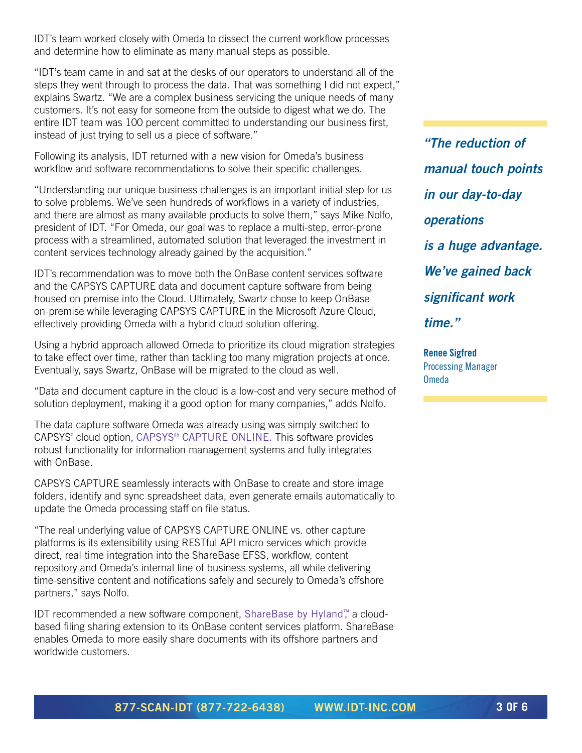IDT's team worked closely with Omeda to dissect the current workflow processes and determine how to eliminate as many manual steps as possible.

"IDT's team came in and sat at the desks of our operators to understand all of the steps they went through to process the data. That was something I did not expect," explains Swartz. "We are a complex business servicing the unique needs of many customers. It's not easy for someone from the outside to digest what we do. The entire IDT team was 100 percent committed to understanding our business first, instead of just trying to sell us a piece of software."

Following its analysis, IDT returned with a new vision for Omeda's business workflow and software recommendations to solve their specific challenges.

"Understanding our unique business challenges is an important initial step for us to solve problems. We've seen hundreds of workflows in a variety of industries, and there are almost as many available products to solve them," says Mike Nolfo, president of IDT. "For Omeda, our goal was to replace a multi-step, error-prone process with a streamlined, automated solution that leveraged the investment in content services technology already gained by the acquisition."

IDT's recommendation was to move both the OnBase content services software and the CAPSYS CAPTURE data and document capture software from being housed on premise into the Cloud. Ultimately, Swartz chose to keep OnBase on-premise while leveraging CAPSYS CAPTURE in the Microsoft Azure Cloud, effectively providing Omeda with a hybrid cloud solution offering.

Using a hybrid approach allowed Omeda to prioritize its cloud migration strategies to take effect over time, rather than tackling too many migration projects at once. Eventually, says Swartz, OnBase will be migrated to the cloud as well.

"Data and document capture in the cloud is a low-cost and very secure method of solution deployment, making it a good option for many companies," adds Nolfo.

The data capture software Omeda was already using was simply switched to CAPSYS' cloud option, CAPSYS® CAPTURE ONLINE. This software provides robust functionality for information management systems and fully integrates with OnBase.

CAPSYS CAPTURE seamlessly interacts with OnBase to create and store image folders, identify and sync spreadsheet data, even generate emails automatically to update the Omeda processing staff on file status.

"The real underlying value of CAPSYS CAPTURE ONLINE vs. other capture platforms is its extensibility using RESTful API micro services which provide direct, real-time integration into the ShareBase EFSS, workflow, content repository and Omeda's internal line of business systems, all while delivering time-sensitive content and notifications safely and securely to Omeda's offshore partners," says Nolfo.

IDT recommended a new software component, ShareBase by Hyland™, a cloud-based filing sharing extension to its OnBase content services platform. ShareBase enables Omeda to more easily share documents with its offshore partners and worldwide customers.

> ***"The reduction of manual touch points in our day-to-day operations is a huge advantage. We've gained back significant work time."***
>
> **Renee Sigfred**
> Processing Manager
> Omeda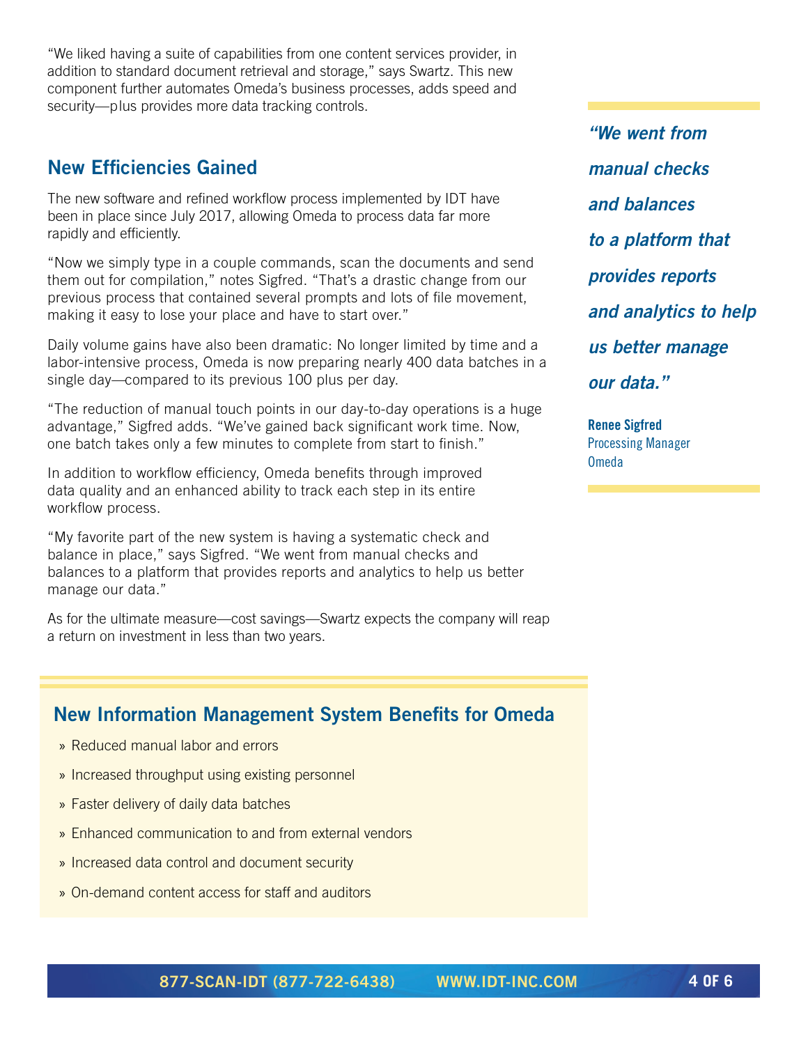"We liked having a suite of capabilities from one content services provider, in addition to standard document retrieval and storage," says Swartz. This new component further automates Omeda's business processes, adds speed and security—plus provides more data tracking controls.

## New Efficiencies Gained

The new software and refined workflow process implemented by IDT have been in place since July 2017, allowing Omeda to process data far more rapidly and efficiently.

"Now we simply type in a couple commands, scan the documents and send them out for compilation," notes Sigfred. "That's a drastic change from our previous process that contained several prompts and lots of file movement, making it easy to lose your place and have to start over."

Daily volume gains have also been dramatic: No longer limited by time and a labor-intensive process, Omeda is now preparing nearly 400 data batches in a single day—compared to its previous 100 plus per day.

"The reduction of manual touch points in our day-to-day operations is a huge advantage," Sigfred adds. "We've gained back significant work time. Now, one batch takes only a few minutes to complete from start to finish."

In addition to workflow efficiency, Omeda benefits through improved data quality and an enhanced ability to track each step in its entire workflow process.

"My favorite part of the new system is having a systematic check and balance in place," says Sigfred. "We went from manual checks and balances to a platform that provides reports and analytics to help us better manage our data."

As for the ultimate measure—cost savings—Swartz expects the company will reap a return on investment in less than two years.

> ***"We went from manual checks and balances to a platform that provides reports and analytics to help us better manage our data."***
>
> **Renee Sigfred**
> Processing Manager
> Omeda

### New Information Management System Benefits for Omeda

- Reduced manual labor and errors
- Increased throughput using existing personnel
- Faster delivery of daily data batches
- Enhanced communication to and from external vendors
- Increased data control and document security
- On-demand content access for staff and auditors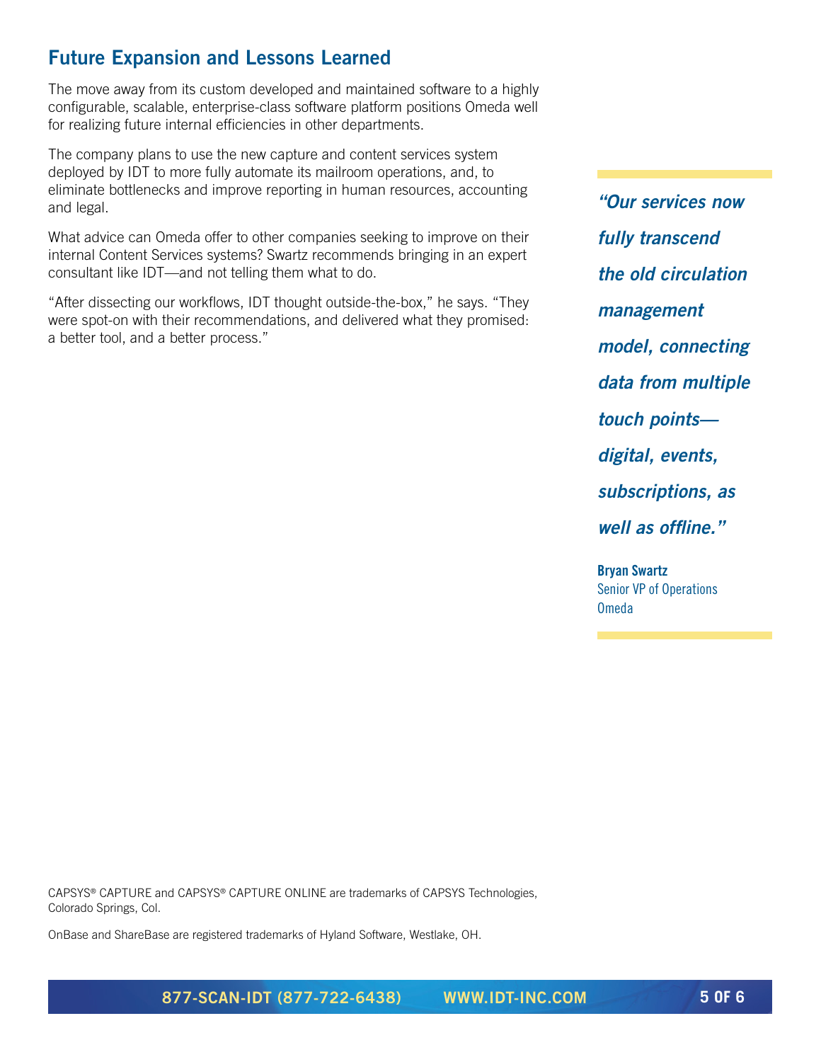## Future Expansion and Lessons Learned

The move away from its custom developed and maintained software to a highly configurable, scalable, enterprise-class software platform positions Omeda well for realizing future internal efficiencies in other departments.

The company plans to use the new capture and content services system deployed by IDT to more fully automate its mailroom operations, and, to eliminate bottlenecks and improve reporting in human resources, accounting and legal.

What advice can Omeda offer to other companies seeking to improve on their internal Content Services systems? Swartz recommends bringing in an expert consultant like IDT—and not telling them what to do.

"After dissecting our workflows, IDT thought outside-the-box," he says. "They were spot-on with their recommendations, and delivered what they promised: a better tool, and a better process."

> ***"Our services now fully transcend the old circulation management model, connecting data from multiple touch points—digital, events, subscriptions, as well as offline."***
>
> **Bryan Swartz**
> Senior VP of Operations
> Omeda

CAPSYS® CAPTURE and CAPSYS® CAPTURE ONLINE are trademarks of CAPSYS Technologies, Colorado Springs, Col.

OnBase and ShareBase are registered trademarks of Hyland Software, Westlake, OH.

877-SCAN-IDT (877-722-6438) WWW.IDT-INC.COM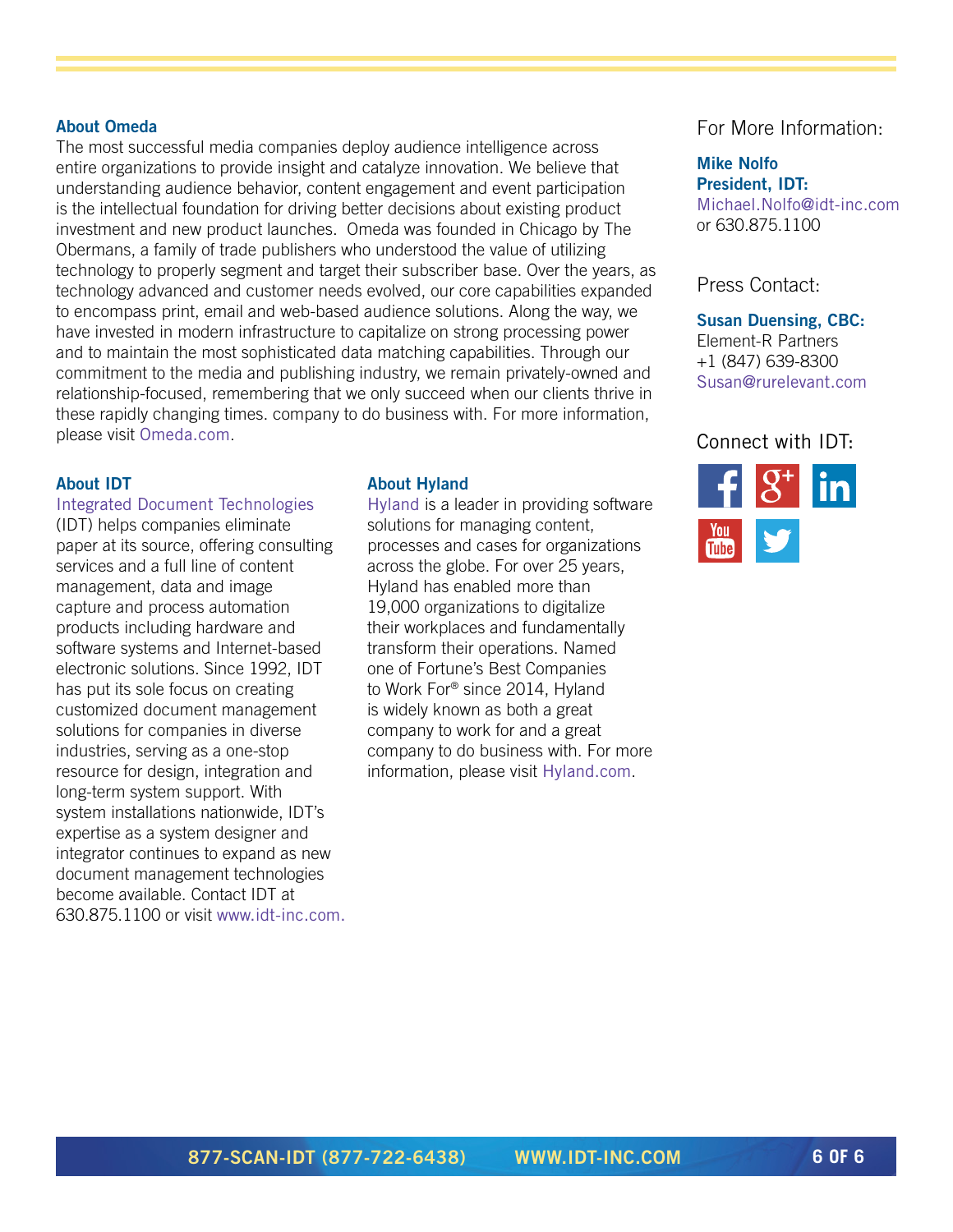### About Omeda

The most successful media companies deploy audience intelligence across entire organizations to provide insight and catalyze innovation. We believe that understanding audience behavior, content engagement and event participation is the intellectual foundation for driving better decisions about existing product investment and new product launches. Omeda was founded in Chicago by The Obermans, a family of trade publishers who understood the value of utilizing technology to properly segment and target their subscriber base. Over the years, as technology advanced and customer needs evolved, our core capabilities expanded to encompass print, email and web-based audience solutions. Along the way, we have invested in modern infrastructure to capitalize on strong processing power and to maintain the most sophisticated data matching capabilities. Through our commitment to the media and publishing industry, we remain privately-owned and relationship-focused, remembering that we only succeed when our clients thrive in these rapidly changing times. company to do business with. For more information, please visit Omeda.com.

### About IDT

Integrated Document Technologies (IDT) helps companies eliminate paper at its source, offering consulting services and a full line of content management, data and image capture and process automation products including hardware and software systems and Internet-based electronic solutions. Since 1992, IDT has put its sole focus on creating customized document management solutions for companies in diverse industries, serving as a one-stop resource for design, integration and long-term system support. With system installations nationwide, IDT's expertise as a system designer and integrator continues to expand as new document management technologies become available. Contact IDT at 630.875.1100 or visit www.idt-inc.com.

### About Hyland

Hyland is a leader in providing software solutions for managing content, processes and cases for organizations across the globe. For over 25 years, Hyland has enabled more than 19,000 organizations to digitalize their workplaces and fundamentally transform their operations. Named one of Fortune's Best Companies to Work For® since 2014, Hyland is widely known as both a great company to work for and a great company to do business with. For more information, please visit Hyland.com.

For More Information:

**Mike Nolfo**
**President, IDT:**
Michael.Nolfo@idt-inc.com
or 630.875.1100

Press Contact:

**Susan Duensing, CBC:**
Element-R Partners
+1 (847) 639-8300
Susan@rurelevant.com

Connect with IDT:

877-SCAN-IDT (877-722-6438) WWW.IDT-INC.COM